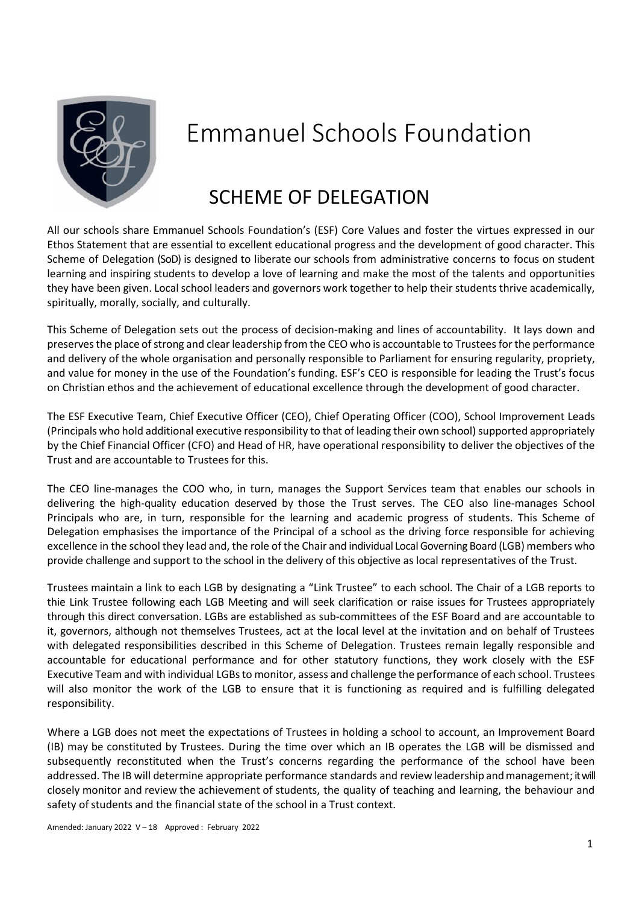# Emmanuel Schools Foundation

## SCHEME OF DELEGATION

All our schools share Emmanuel Schools Foundation's (ESF) Core Values and foster the virtues expressed in our Ethos Statement that are essential to excellent educational progress and the development of good character. This Scheme of Delegation (SoD) is designed to liberate our schools from administrative concerns to focus on student learning and inspiring students to develop a love of learning and make the most of the talents and opportunities they have been given. Local school leaders and governors work together to help their students thrive academically, spiritually, morally, socially, and culturally.

This Scheme of Delegation sets out the process of decision-making and lines of accountability. It lays down and preserves the place of strong and clear leadership from the CEO who is accountable to Trustees for the performance and delivery of the whole organisation and personally responsible to Parliament for ensuring regularity, propriety, and value for money in the use of the Foundation's funding. ESF's CEO is responsible for leading the Trust's focus on Christian ethos and the achievement of educational excellence through the development of good character.

The ESF Executive Team, Chief Executive Officer (CEO), Chief Operating Officer (COO), School Improvement Leads (Principals who hold additional executive responsibility to that of leading their own school) supported appropriately by the Chief Financial Officer (CFO) and Head of HR, have operational responsibility to deliver the objectives of the Trust and are accountable to Trustees for this.

The CEO line-manages the COO who, in turn, manages the Support Services team that enables our schools in delivering the high-quality education deserved by those the Trust serves. The CEO also line-manages School Principals who are, in turn, responsible for the learning and academic progress of students. This Scheme of Delegation emphasises the importance of the Principal of a school as the driving force responsible for achieving excellence in the school they lead and, the role of the Chair and individual Local Governing Board (LGB) members who provide challenge and support to the school in the delivery of this objective as local representatives of the Trust.

Trustees maintain a link to each LGB by designating a "Link Trustee" to each school. The Chair of a LGB reports to thie Link Trustee following each LGB Meeting and will seek clarification or raise issues for Trustees appropriately through this direct conversation. LGBs are established as sub-committees of the ESF Board and are accountable to it, governors, although not themselves Trustees, act at the local level at the invitation and on behalf of Trustees with delegated responsibilities described in this Scheme of Delegation. Trustees remain legally responsible and accountable for educational performance and for other statutory functions, they work closely with the ESF Executive Team and with individual LGBs to monitor, assess and challenge the performance of each school. Trustees will also monitor the work of the LGB to ensure that it is functioning as required and is fulfilling delegated responsibility.

Where a LGB does not meet the expectations of Trustees in holding a school to account, an Improvement Board (IB) may be constituted by Trustees. During the time over which an IB operates the LGB will be dismissed and subsequently reconstituted when the Trust's concerns regarding the performance of the school have been addressed. The IB will determine appropriate performance standards and review leadership and management; it will closely monitor and review the achievement of students, the quality of teaching and learning, the behaviour and safety of students and the financial state of the school in a Trust context.

Amended: January 2022 V – 18 Approved : February 2022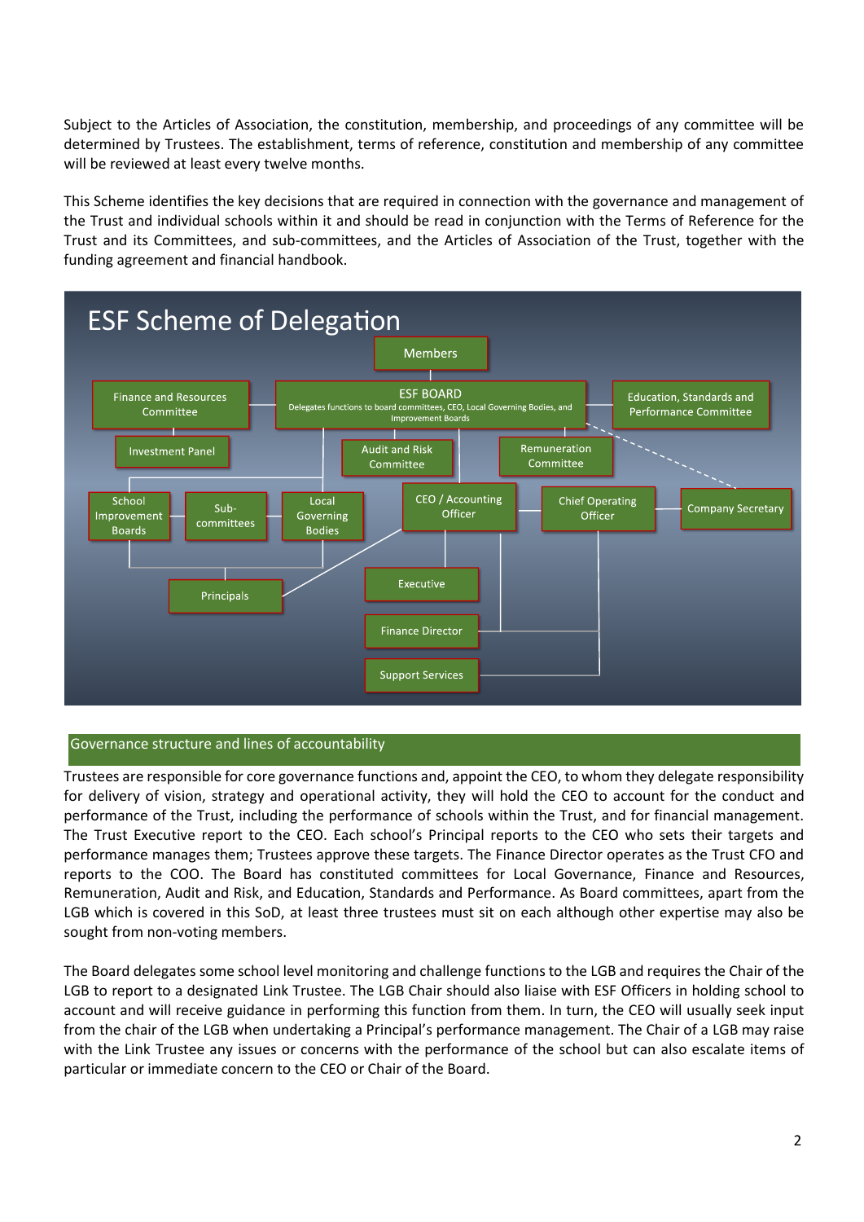Subject to the Articles of Association, the constitution, membership, and proceedings of any committee will be determined by Trustees. The establishment, terms of reference, constitution and membership of any committee will be reviewed at least every twelve months.

This Scheme identifies the key decisions that are required in connection with the governance and management of the Trust and individual schools within it and should be read in conjunction with the Terms of Reference for the Trust and its Committees, and sub-committees, and the Articles of Association of the Trust, together with the funding agreement and financial handbook.

**ESF Scheme of Delegation**

- Members
- ESF BOARD – Delegates functions to board committees, CEO, Local Governing Bodies, and Improvement Boards
- Finance and Resources Committee
- Investment Panel
- Audit and Risk Committee
- Remuneration Committee
- Education, Standards and Performance Committee
- School Improvement Boards
- Sub-committees
- Local Governing Bodies
- Principals
- CEO / Accounting Officer
- Chief Operating Officer
- Company Secretary
- Executive
- Finance Director
- Support Services

## Governance structure and lines of accountability

Trustees are responsible for core governance functions and, appoint the CEO, to whom they delegate responsibility for delivery of vision, strategy and operational activity, they will hold the CEO to account for the conduct and performance of the Trust, including the performance of schools within the Trust, and for financial management. The Trust Executive report to the CEO. Each school's Principal reports to the CEO who sets their targets and performance manages them; Trustees approve these targets. The Finance Director operates as the Trust CFO and reports to the COO. The Board has constituted committees for Local Governance, Finance and Resources, Remuneration, Audit and Risk, and Education, Standards and Performance. As Board committees, apart from the LGB which is covered in this SoD, at least three trustees must sit on each although other expertise may also be sought from non-voting members.

The Board delegates some school level monitoring and challenge functions to the LGB and requires the Chair of the LGB to report to a designated Link Trustee. The LGB Chair should also liaise with ESF Officers in holding school to account and will receive guidance in performing this function from them. In turn, the CEO will usually seek input from the chair of the LGB when undertaking a Principal's performance management. The Chair of a LGB may raise with the Link Trustee any issues or concerns with the performance of the school but can also escalate items of particular or immediate concern to the CEO or Chair of the Board.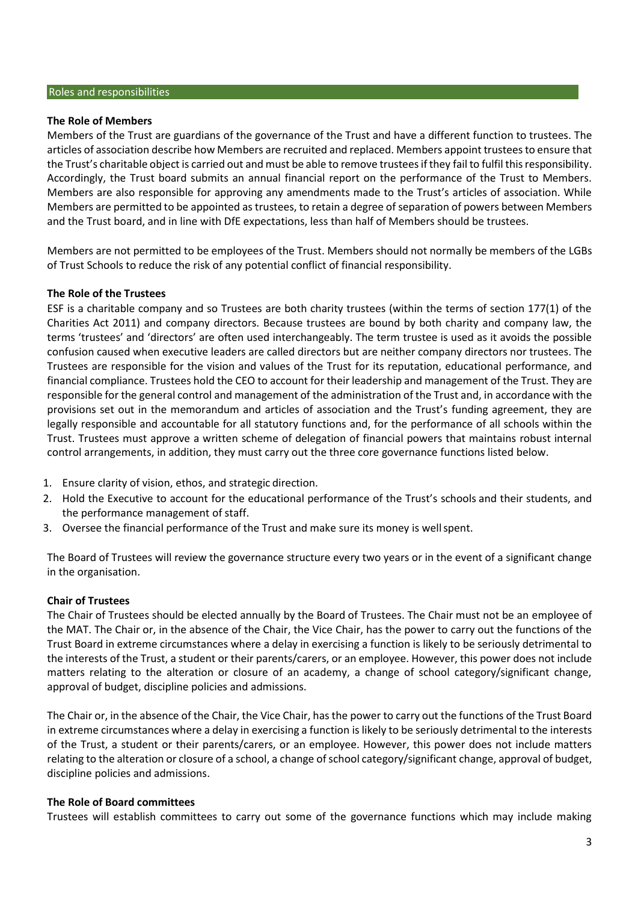## Roles and responsibilities

### The Role of Members

Members of the Trust are guardians of the governance of the Trust and have a different function to trustees. The articles of association describe how Members are recruited and replaced. Members appoint trustees to ensure that the Trust's charitable object is carried out and must be able to remove trustees if they fail to fulfil this responsibility. Accordingly, the Trust board submits an annual financial report on the performance of the Trust to Members. Members are also responsible for approving any amendments made to the Trust's articles of association. While Members are permitted to be appointed as trustees, to retain a degree of separation of powers between Members and the Trust board, and in line with DfE expectations, less than half of Members should be trustees.

Members are not permitted to be employees of the Trust. Members should not normally be members of the LGBs of Trust Schools to reduce the risk of any potential conflict of financial responsibility.

### The Role of the Trustees

ESF is a charitable company and so Trustees are both charity trustees (within the terms of section 177(1) of the Charities Act 2011) and company directors. Because trustees are bound by both charity and company law, the terms 'trustees' and 'directors' are often used interchangeably. The term trustee is used as it avoids the possible confusion caused when executive leaders are called directors but are neither company directors nor trustees. The Trustees are responsible for the vision and values of the Trust for its reputation, educational performance, and financial compliance. Trustees hold the CEO to account for their leadership and management of the Trust. They are responsible for the general control and management of the administration of the Trust and, in accordance with the provisions set out in the memorandum and articles of association and the Trust's funding agreement, they are legally responsible and accountable for all statutory functions and, for the performance of all schools within the Trust. Trustees must approve a written scheme of delegation of financial powers that maintains robust internal control arrangements, in addition, they must carry out the three core governance functions listed below.

1. Ensure clarity of vision, ethos, and strategic direction.
2. Hold the Executive to account for the educational performance of the Trust's schools and their students, and the performance management of staff.
3. Oversee the financial performance of the Trust and make sure its money is well spent.

The Board of Trustees will review the governance structure every two years or in the event of a significant change in the organisation.

### Chair of Trustees

The Chair of Trustees should be elected annually by the Board of Trustees. The Chair must not be an employee of the MAT. The Chair or, in the absence of the Chair, the Vice Chair, has the power to carry out the functions of the Trust Board in extreme circumstances where a delay in exercising a function is likely to be seriously detrimental to the interests of the Trust, a student or their parents/carers, or an employee. However, this power does not include matters relating to the alteration or closure of an academy, a change of school category/significant change, approval of budget, discipline policies and admissions.

The Chair or, in the absence of the Chair, the Vice Chair, has the power to carry out the functions of the Trust Board in extreme circumstances where a delay in exercising a function is likely to be seriously detrimental to the interests of the Trust, a student or their parents/carers, or an employee. However, this power does not include matters relating to the alteration or closure of a school, a change of school category/significant change, approval of budget, discipline policies and admissions.

### The Role of Board committees

Trustees will establish committees to carry out some of the governance functions which may include making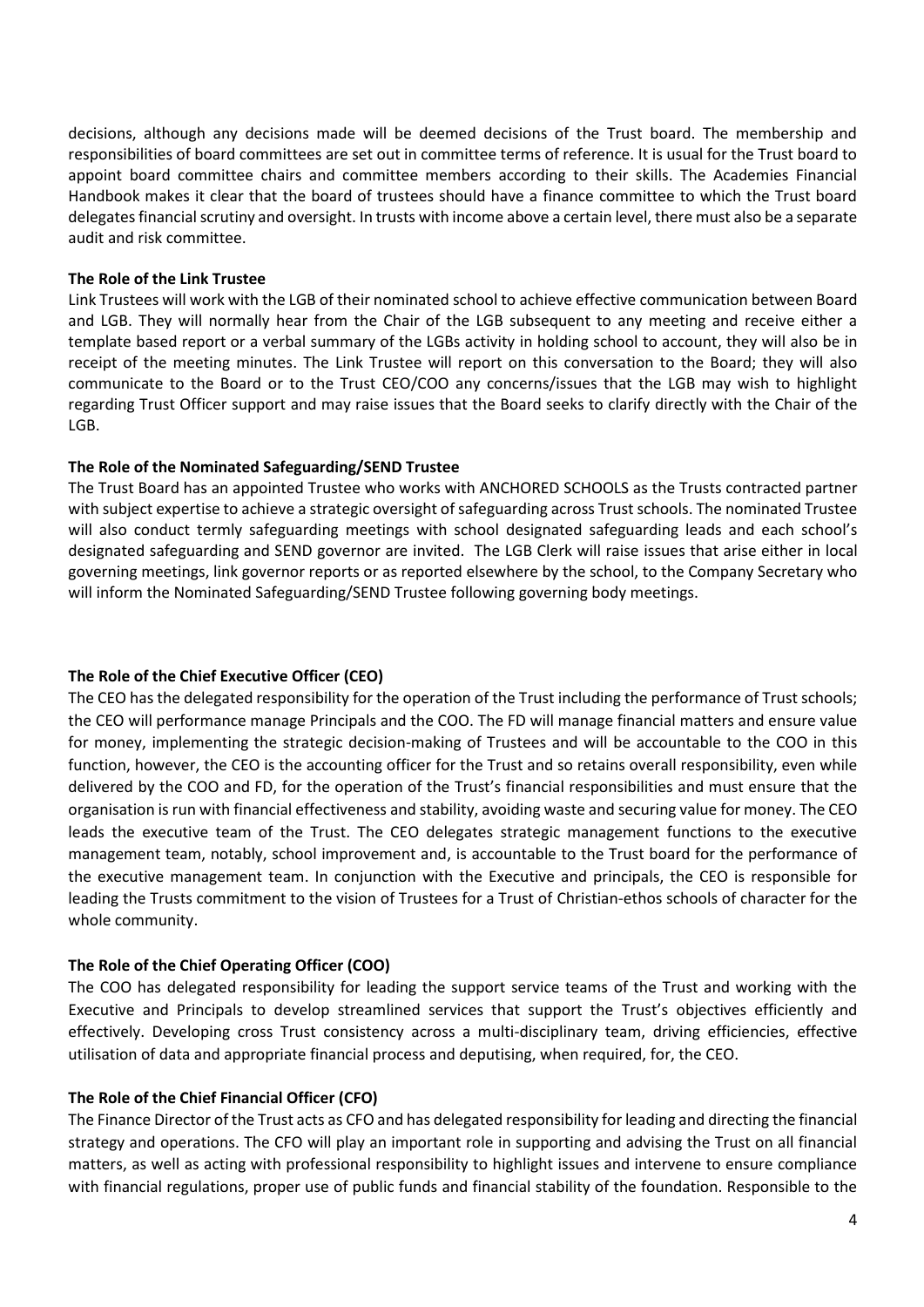decisions, although any decisions made will be deemed decisions of the Trust board. The membership and responsibilities of board committees are set out in committee terms of reference. It is usual for the Trust board to appoint board committee chairs and committee members according to their skills. The Academies Financial Handbook makes it clear that the board of trustees should have a finance committee to which the Trust board delegates financial scrutiny and oversight. In trusts with income above a certain level, there must also be a separate audit and risk committee.

**The Role of the Link Trustee**

Link Trustees will work with the LGB of their nominated school to achieve effective communication between Board and LGB. They will normally hear from the Chair of the LGB subsequent to any meeting and receive either a template based report or a verbal summary of the LGBs activity in holding school to account, they will also be in receipt of the meeting minutes. The Link Trustee will report on this conversation to the Board; they will also communicate to the Board or to the Trust CEO/COO any concerns/issues that the LGB may wish to highlight regarding Trust Officer support and may raise issues that the Board seeks to clarify directly with the Chair of the LGB.

**The Role of the Nominated Safeguarding/SEND Trustee**

The Trust Board has an appointed Trustee who works with ANCHORED SCHOOLS as the Trusts contracted partner with subject expertise to achieve a strategic oversight of safeguarding across Trust schools. The nominated Trustee will also conduct termly safeguarding meetings with school designated safeguarding leads and each school's designated safeguarding and SEND governor are invited. The LGB Clerk will raise issues that arise either in local governing meetings, link governor reports or as reported elsewhere by the school, to the Company Secretary who will inform the Nominated Safeguarding/SEND Trustee following governing body meetings.

**The Role of the Chief Executive Officer (CEO)**

The CEO has the delegated responsibility for the operation of the Trust including the performance of Trust schools; the CEO will performance manage Principals and the COO. The FD will manage financial matters and ensure value for money, implementing the strategic decision-making of Trustees and will be accountable to the COO in this function, however, the CEO is the accounting officer for the Trust and so retains overall responsibility, even while delivered by the COO and FD, for the operation of the Trust's financial responsibilities and must ensure that the organisation is run with financial effectiveness and stability, avoiding waste and securing value for money. The CEO leads the executive team of the Trust. The CEO delegates strategic management functions to the executive management team, notably, school improvement and, is accountable to the Trust board for the performance of the executive management team. In conjunction with the Executive and principals, the CEO is responsible for leading the Trusts commitment to the vision of Trustees for a Trust of Christian-ethos schools of character for the whole community.

**The Role of the Chief Operating Officer (COO)**

The COO has delegated responsibility for leading the support service teams of the Trust and working with the Executive and Principals to develop streamlined services that support the Trust's objectives efficiently and effectively. Developing cross Trust consistency across a multi-disciplinary team, driving efficiencies, effective utilisation of data and appropriate financial process and deputising, when required, for, the CEO.

**The Role of the Chief Financial Officer (CFO)**

The Finance Director of the Trust acts as CFO and has delegated responsibility for leading and directing the financial strategy and operations. The CFO will play an important role in supporting and advising the Trust on all financial matters, as well as acting with professional responsibility to highlight issues and intervene to ensure compliance with financial regulations, proper use of public funds and financial stability of the foundation. Responsible to the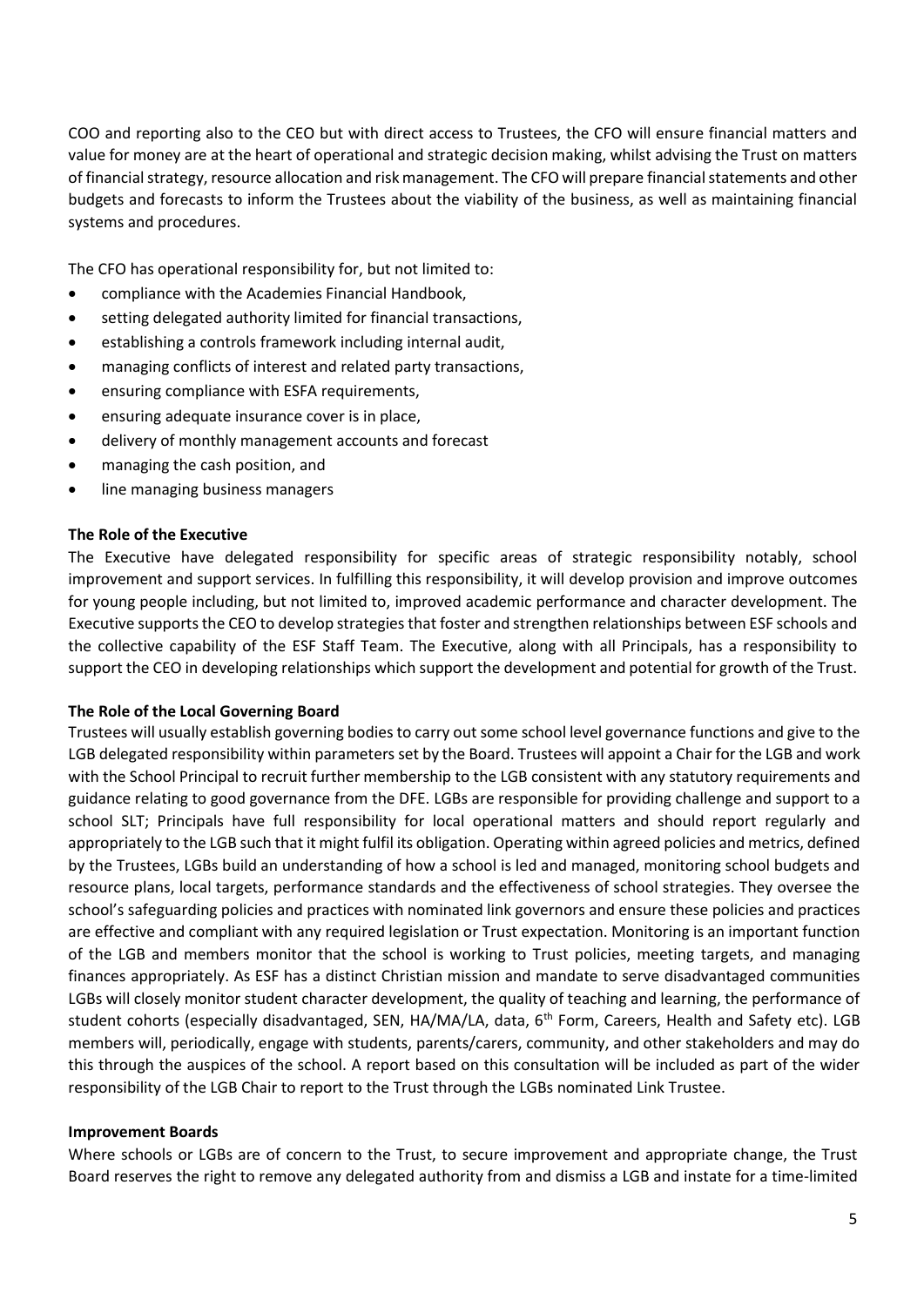COO and reporting also to the CEO but with direct access to Trustees, the CFO will ensure financial matters and value for money are at the heart of operational and strategic decision making, whilst advising the Trust on matters of financial strategy, resource allocation and risk management. The CFO will prepare financial statements and other budgets and forecasts to inform the Trustees about the viability of the business, as well as maintaining financial systems and procedures.

The CFO has operational responsibility for, but not limited to:

- compliance with the Academies Financial Handbook,
- setting delegated authority limited for financial transactions,
- establishing a controls framework including internal audit,
- managing conflicts of interest and related party transactions,
- ensuring compliance with ESFA requirements,
- ensuring adequate insurance cover is in place,
- delivery of monthly management accounts and forecast
- managing the cash position, and
- line managing business managers

**The Role of the Executive**

The Executive have delegated responsibility for specific areas of strategic responsibility notably, school improvement and support services. In fulfilling this responsibility, it will develop provision and improve outcomes for young people including, but not limited to, improved academic performance and character development. The Executive supports the CEO to develop strategies that foster and strengthen relationships between ESF schools and the collective capability of the ESF Staff Team. The Executive, along with all Principals, has a responsibility to support the CEO in developing relationships which support the development and potential for growth of the Trust.

**The Role of the Local Governing Board**

Trustees will usually establish governing bodies to carry out some school level governance functions and give to the LGB delegated responsibility within parameters set by the Board. Trustees will appoint a Chair for the LGB and work with the School Principal to recruit further membership to the LGB consistent with any statutory requirements and guidance relating to good governance from the DFE. LGBs are responsible for providing challenge and support to a school SLT; Principals have full responsibility for local operational matters and should report regularly and appropriately to the LGB such that it might fulfil its obligation. Operating within agreed policies and metrics, defined by the Trustees, LGBs build an understanding of how a school is led and managed, monitoring school budgets and resource plans, local targets, performance standards and the effectiveness of school strategies. They oversee the school's safeguarding policies and practices with nominated link governors and ensure these policies and practices are effective and compliant with any required legislation or Trust expectation. Monitoring is an important function of the LGB and members monitor that the school is working to Trust policies, meeting targets, and managing finances appropriately. As ESF has a distinct Christian mission and mandate to serve disadvantaged communities LGBs will closely monitor student character development, the quality of teaching and learning, the performance of student cohorts (especially disadvantaged, SEN, HA/MA/LA, data, 6th Form, Careers, Health and Safety etc). LGB members will, periodically, engage with students, parents/carers, community, and other stakeholders and may do this through the auspices of the school. A report based on this consultation will be included as part of the wider responsibility of the LGB Chair to report to the Trust through the LGBs nominated Link Trustee.

**Improvement Boards**

Where schools or LGBs are of concern to the Trust, to secure improvement and appropriate change, the Trust Board reserves the right to remove any delegated authority from and dismiss a LGB and instate for a time-limited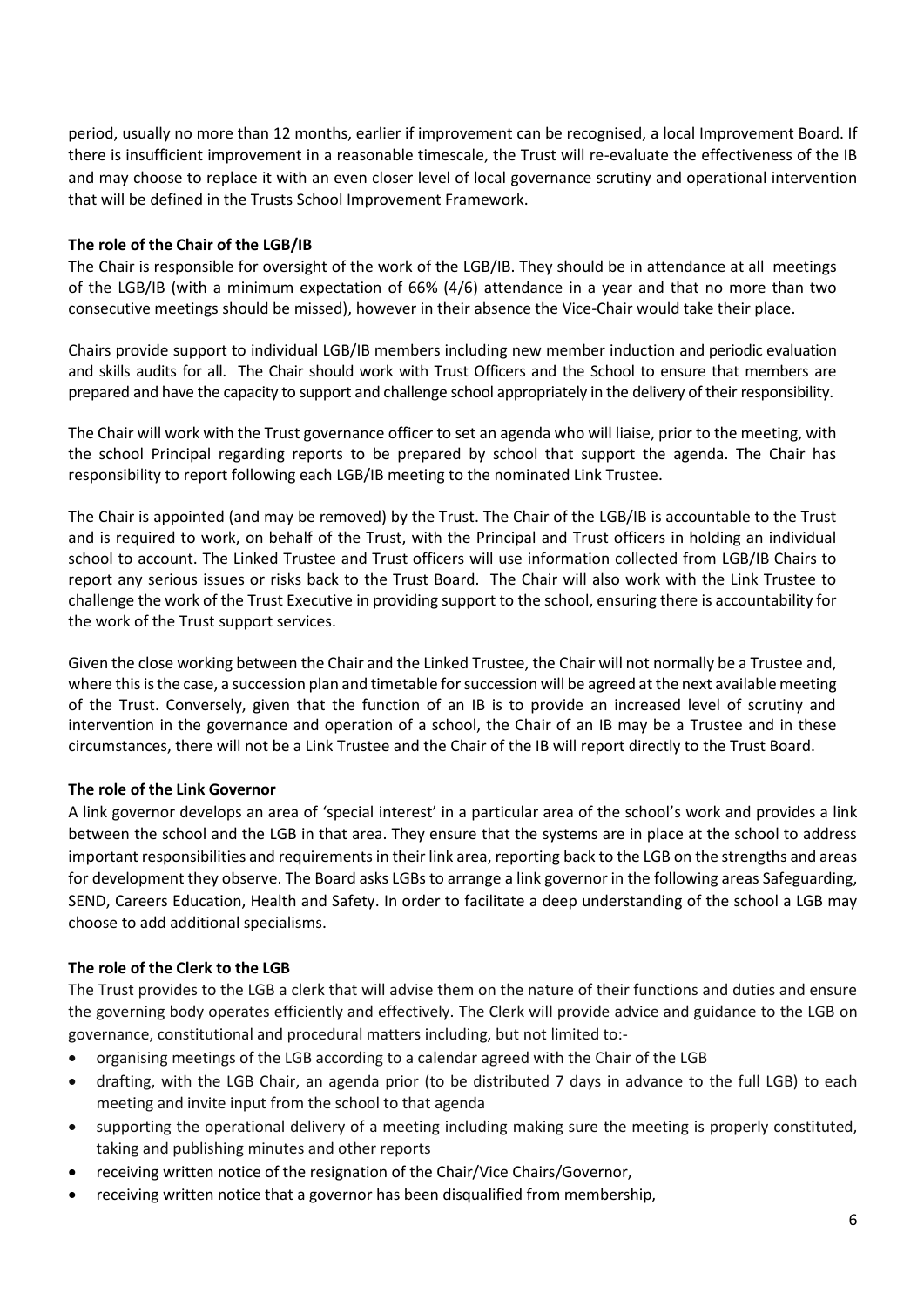period, usually no more than 12 months, earlier if improvement can be recognised, a local Improvement Board. If there is insufficient improvement in a reasonable timescale, the Trust will re-evaluate the effectiveness of the IB and may choose to replace it with an even closer level of local governance scrutiny and operational intervention that will be defined in the Trusts School Improvement Framework.

**The role of the Chair of the LGB/IB**

The Chair is responsible for oversight of the work of the LGB/IB. They should be in attendance at all meetings of the LGB/IB (with a minimum expectation of 66% (4/6) attendance in a year and that no more than two consecutive meetings should be missed), however in their absence the Vice-Chair would take their place.

Chairs provide support to individual LGB/IB members including new member induction and periodic evaluation and skills audits for all. The Chair should work with Trust Officers and the School to ensure that members are prepared and have the capacity to support and challenge school appropriately in the delivery of their responsibility.

The Chair will work with the Trust governance officer to set an agenda who will liaise, prior to the meeting, with the school Principal regarding reports to be prepared by school that support the agenda. The Chair has responsibility to report following each LGB/IB meeting to the nominated Link Trustee.

The Chair is appointed (and may be removed) by the Trust. The Chair of the LGB/IB is accountable to the Trust and is required to work, on behalf of the Trust, with the Principal and Trust officers in holding an individual school to account. The Linked Trustee and Trust officers will use information collected from LGB/IB Chairs to report any serious issues or risks back to the Trust Board. The Chair will also work with the Link Trustee to challenge the work of the Trust Executive in providing support to the school, ensuring there is accountability for the work of the Trust support services.

Given the close working between the Chair and the Linked Trustee, the Chair will not normally be a Trustee and, where this is the case, a succession plan and timetable for succession will be agreed at the next available meeting of the Trust. Conversely, given that the function of an IB is to provide an increased level of scrutiny and intervention in the governance and operation of a school, the Chair of an IB may be a Trustee and in these circumstances, there will not be a Link Trustee and the Chair of the IB will report directly to the Trust Board.

**The role of the Link Governor**

A link governor develops an area of 'special interest' in a particular area of the school's work and provides a link between the school and the LGB in that area. They ensure that the systems are in place at the school to address important responsibilities and requirements in their link area, reporting back to the LGB on the strengths and areas for development they observe. The Board asks LGBs to arrange a link governor in the following areas Safeguarding, SEND, Careers Education, Health and Safety. In order to facilitate a deep understanding of the school a LGB may choose to add additional specialisms.

**The role of the Clerk to the LGB**

The Trust provides to the LGB a clerk that will advise them on the nature of their functions and duties and ensure the governing body operates efficiently and effectively. The Clerk will provide advice and guidance to the LGB on governance, constitutional and procedural matters including, but not limited to:-

- organising meetings of the LGB according to a calendar agreed with the Chair of the LGB
- drafting, with the LGB Chair, an agenda prior (to be distributed 7 days in advance to the full LGB) to each meeting and invite input from the school to that agenda
- supporting the operational delivery of a meeting including making sure the meeting is properly constituted, taking and publishing minutes and other reports
- receiving written notice of the resignation of the Chair/Vice Chairs/Governor,
- receiving written notice that a governor has been disqualified from membership,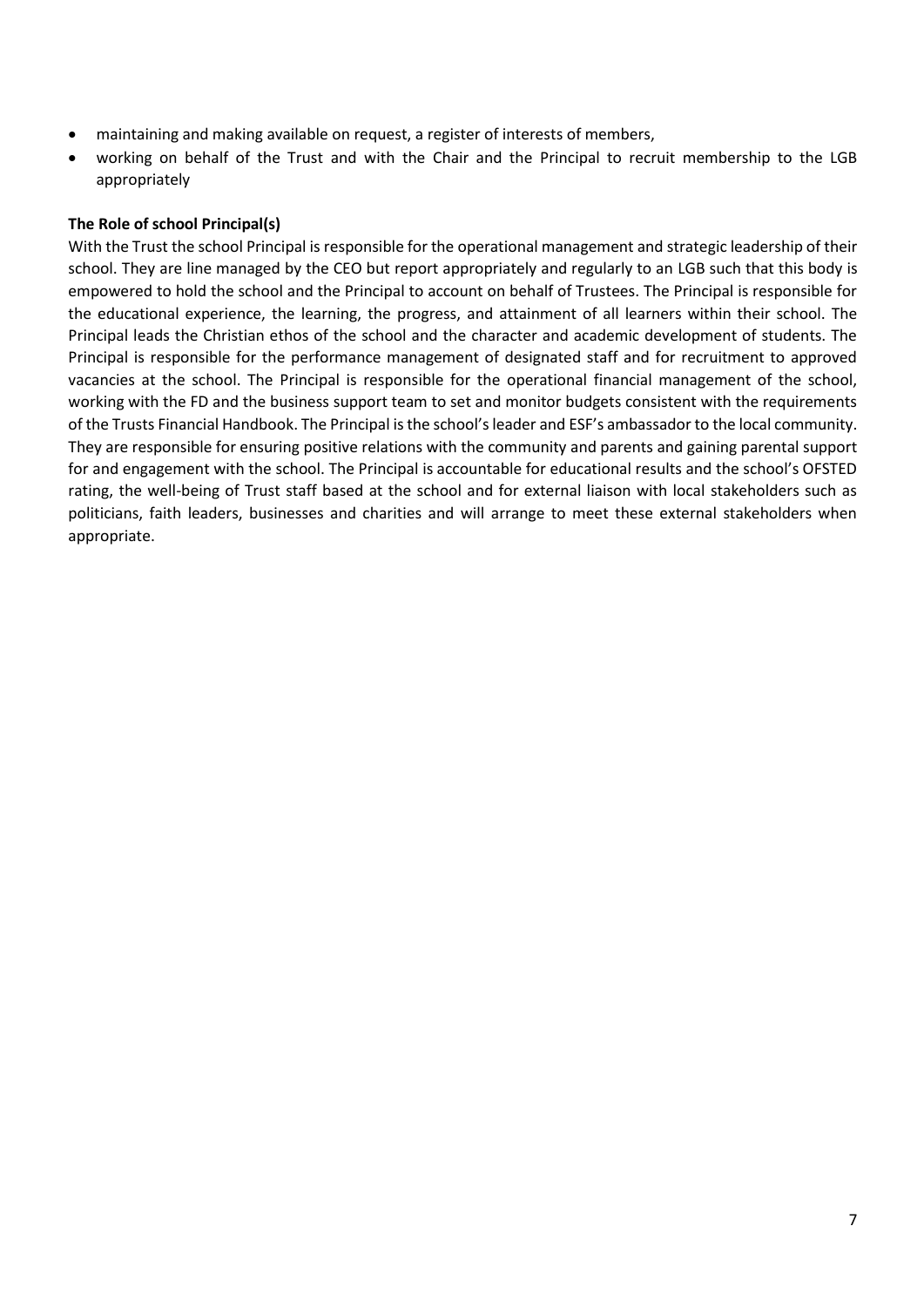- maintaining and making available on request, a register of interests of members,
- working on behalf of the Trust and with the Chair and the Principal to recruit membership to the LGB appropriately

**The Role of school Principal(s)**

With the Trust the school Principal is responsible for the operational management and strategic leadership of their school. They are line managed by the CEO but report appropriately and regularly to an LGB such that this body is empowered to hold the school and the Principal to account on behalf of Trustees. The Principal is responsible for the educational experience, the learning, the progress, and attainment of all learners within their school. The Principal leads the Christian ethos of the school and the character and academic development of students. The Principal is responsible for the performance management of designated staff and for recruitment to approved vacancies at the school. The Principal is responsible for the operational financial management of the school, working with the FD and the business support team to set and monitor budgets consistent with the requirements of the Trusts Financial Handbook. The Principal is the school's leader and ESF's ambassador to the local community. They are responsible for ensuring positive relations with the community and parents and gaining parental support for and engagement with the school. The Principal is accountable for educational results and the school's OFSTED rating, the well-being of Trust staff based at the school and for external liaison with local stakeholders such as politicians, faith leaders, businesses and charities and will arrange to meet these external stakeholders when appropriate.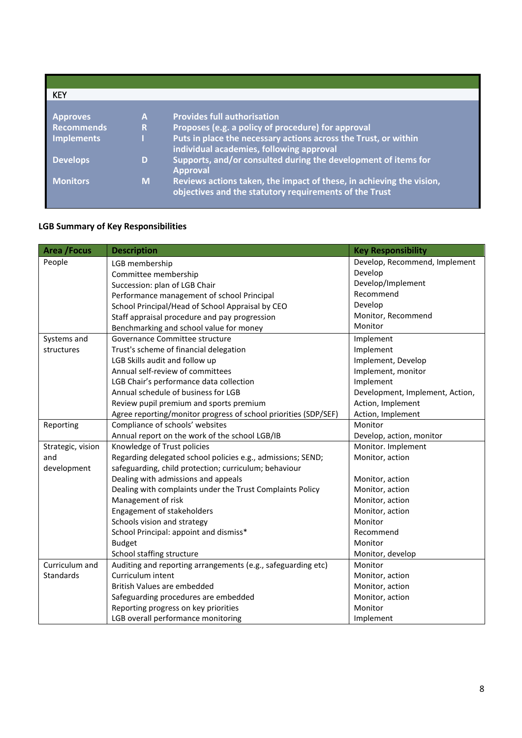| KEY | | |
|---|---|---|
| **Approves** | **A** | **Provides full authorisation** |
| **Recommends** | **R** | **Proposes (e.g. a policy of procedure) for approval** |
| **Implements** | **I** | **Puts in place the necessary actions across the Trust, or within individual academies, following approval** |
| **Develops** | **D** | **Supports, and/or consulted during the development of items for Approval** |
| **Monitors** | **M** | **Reviews actions taken, the impact of these, in achieving the vision, objectives and the statutory requirements of the Trust** |

**LGB Summary of Key Responsibilities**

| Area /Focus | Description | Key Responsibility |
|---|---|---|
| People | LGB membership | Develop, Recommend, Implement |
| | Committee membership | Develop |
| | Succession: plan of LGB Chair | Develop/Implement |
| | Performance management of school Principal | Recommend |
| | School Principal/Head of School Appraisal by CEO | Develop |
| | Staff appraisal procedure and pay progression | Monitor, Recommend |
| | Benchmarking and school value for money | Monitor |
| Systems and structures | Governance Committee structure | Implement |
| | Trust's scheme of financial delegation | Implement |
| | LGB Skills audit and follow up | Implement, Develop |
| | Annual self-review of committees | Implement, monitor |
| | LGB Chair's performance data collection | Implement |
| | Annual schedule of business for LGB | Development, Implement, Action, |
| | Review pupil premium and sports premium | Action, Implement |
| | Agree reporting/monitor progress of school priorities (SDP/SEF) | Action, Implement |
| Reporting | Compliance of schools' websites | Monitor |
| | Annual report on the work of the school LGB/IB | Develop, action, monitor |
| Strategic, vision and development | Knowledge of Trust policies | Monitor. Implement |
| | Regarding delegated school policies e.g., admissions; SEND; safeguarding, child protection; curriculum; behaviour | Monitor, action |
| | Dealing with admissions and appeals | Monitor, action |
| | Dealing with complaints under the Trust Complaints Policy | Monitor, action |
| | Management of risk | Monitor, action |
| | Engagement of stakeholders | Monitor, action |
| | Schools vision and strategy | Monitor |
| | School Principal: appoint and dismiss* | Recommend |
| | Budget | Monitor |
| | School staffing structure | Monitor, develop |
| Curriculum and Standards | Auditing and reporting arrangements (e.g., safeguarding etc) | Monitor |
| | Curriculum intent | Monitor, action |
| | British Values are embedded | Monitor, action |
| | Safeguarding procedures are embedded | Monitor, action |
| | Reporting progress on key priorities | Monitor |
| | LGB overall performance monitoring | Implement |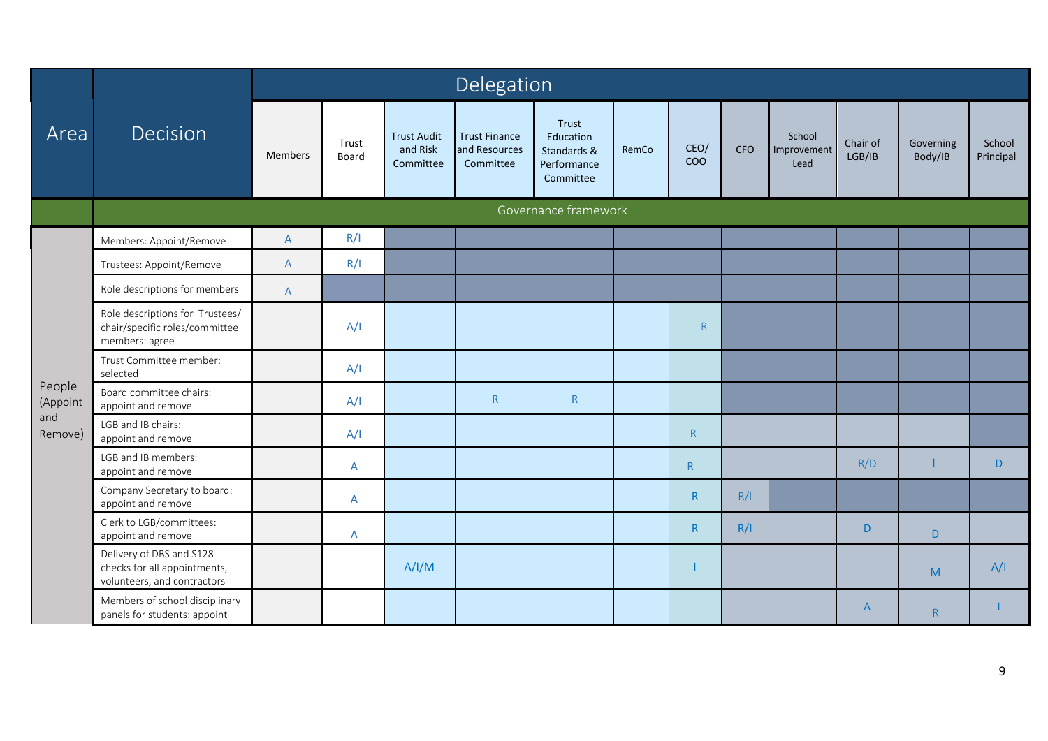| Area | Decision | Delegation | | | | | | | | | | | |
|---|---|---|---|---|---|---|---|---|---|---|---|---|---|
| | | Members | Trust Board | Trust Audit and Risk Committee | Trust Finance and Resources Committee | Trust Education Standards & Performance Committee | RemCo | CEO/ COO | CFO | School Improvement Lead | Chair of LGB/IB | Governing Body/IB | School Principal |
| | Governance framework | | | | | | | | | | | | |
| People (Appoint and Remove) | Members: Appoint/Remove | A | R/I | | | | | | | | | | |
| | Trustees: Appoint/Remove | A | R/I | | | | | | | | | | |
| | Role descriptions for members | A | | | | | | | | | | | |
| | Role descriptions for Trustees/ chair/specific roles/committee members: agree | | A/I | | | | | R | | | | | |
| | Trust Committee member: selected | | A/I | | | | | | | | | | |
| | Board committee chairs: appoint and remove | | A/I | | R | R | | | | | | | |
| | LGB and IB chairs: appoint and remove | | A/I | | | | | R | | | | | |
| | LGB and IB members: appoint and remove | | A | | | | | R | | | R/D | I | D |
| | Company Secretary to board: appoint and remove | | A | | | | | R | R/I | | | | |
| | Clerk to LGB/committees: appoint and remove | | A | | | | | R | R/I | | D | D | |
| | Delivery of DBS and S128 checks for all appointments, volunteers, and contractors | | | A/I/M | | | | I | | | | M | A/I |
| | Members of school disciplinary panels for students: appoint | | | | | | | | | | A | R | I |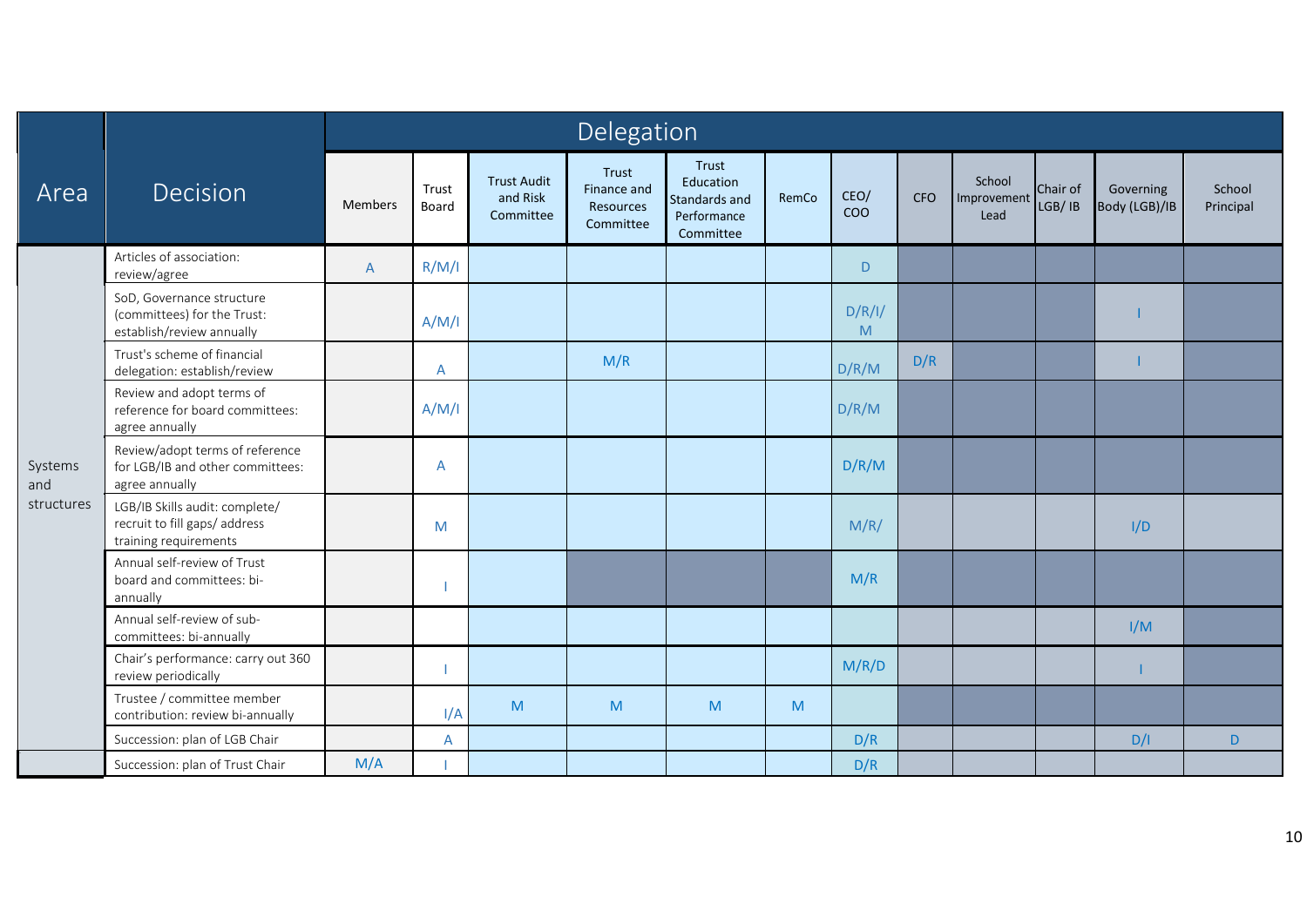| Area | Decision | Delegation | | | | | | | | | | | |
|---|---|---|---|---|---|---|---|---|---|---|---|---|---|
| | | Members | Trust Board | Trust Audit and Risk Committee | Trust Finance and Resources Committee | Trust Education Standards and Performance Committee | RemCo | CEO/ COO | CFO | School Improvement Lead | Chair of LGB/ IB | Governing Body (LGB)/IB | School Principal |
| Systems and structures | Articles of association: review/agree | A | R/M/I | | | | | D | | | | | |
| | SoD, Governance structure (committees) for the Trust: establish/review annually | | A/M/I | | | | | D/R/I/M | | | | I | |
| | Trust's scheme of financial delegation: establish/review | | A | | M/R | | | D/R/M | D/R | | | I | |
| | Review and adopt terms of reference for board committees: agree annually | | A/M/I | | | | | D/R/M | | | | | |
| | Review/adopt terms of reference for LGB/IB and other committees: agree annually | | A | | | | | D/R/M | | | | | |
| | LGB/IB Skills audit: complete/ recruit to fill gaps/ address training requirements | | M | | | | | M/R/ | | | | I/D | |
| | Annual self-review of Trust board and committees: bi-annually | | I | | | | | M/R | | | | | |
| | Annual self-review of sub-committees: bi-annually | | | | | | | | | | | I/M | |
| | Chair's performance: carry out 360 review periodically | | I | | | | | M/R/D | | | | I | |
| | Trustee / committee member contribution: review bi-annually | | I/A | M | M | M | M | | | | | | |
| | Succession: plan of LGB Chair | | A | | | | | D/R | | | | D/I | D |
| | Succession: plan of Trust Chair | M/A | I | | | | | D/R | | | | | |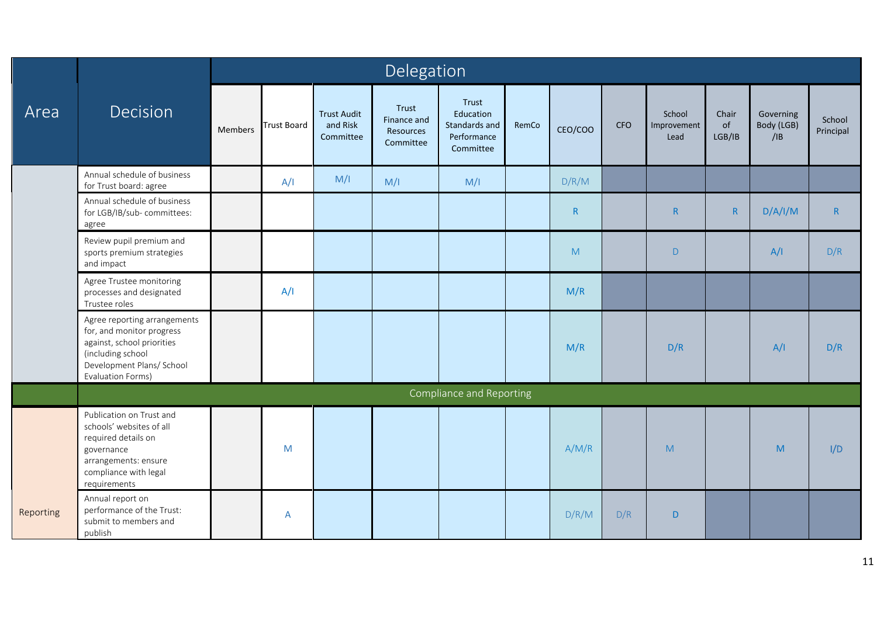| Area | Decision | Delegation | | | | | | | | | | | |
|---|---|---|---|---|---|---|---|---|---|---|---|---|---|
| | | Members | Trust Board | Trust Audit and Risk Committee | Trust Finance and Resources Committee | Trust Education Standards and Performance Committee | RemCo | CEO/COO | CFO | School Improvement Lead | Chair of LGB/IB | Governing Body (LGB) /IB | School Principal |
| | Annual schedule of business for Trust board: agree | | A/I | M/I | M/I | M/I | | D/R/M | | | | | |
| | Annual schedule of business for LGB/IB/sub- committees: agree | | | | | | | R | | R | R | D/A/I/M | R |
| | Review pupil premium and sports premium strategies and impact | | | | | | | M | | D | | A/I | D/R |
| | Agree Trustee monitoring processes and designated Trustee roles | | A/I | | | | | M/R | | | | | |
| | Agree reporting arrangements for, and monitor progress against, school priorities (including school Development Plans/ School Evaluation Forms) | | | | | | | M/R | | D/R | | A/I | D/R |
| | **Compliance and Reporting** | | | | | | | | | | | | |
| Reporting | Publication on Trust and schools' websites of all required details on governance arrangements: ensure compliance with legal requirements | | M | | | | | A/M/R | | M | | M | I/D |
| Reporting | Annual report on performance of the Trust: submit to members and publish | | A | | | | | D/R/M | D/R | D | | | |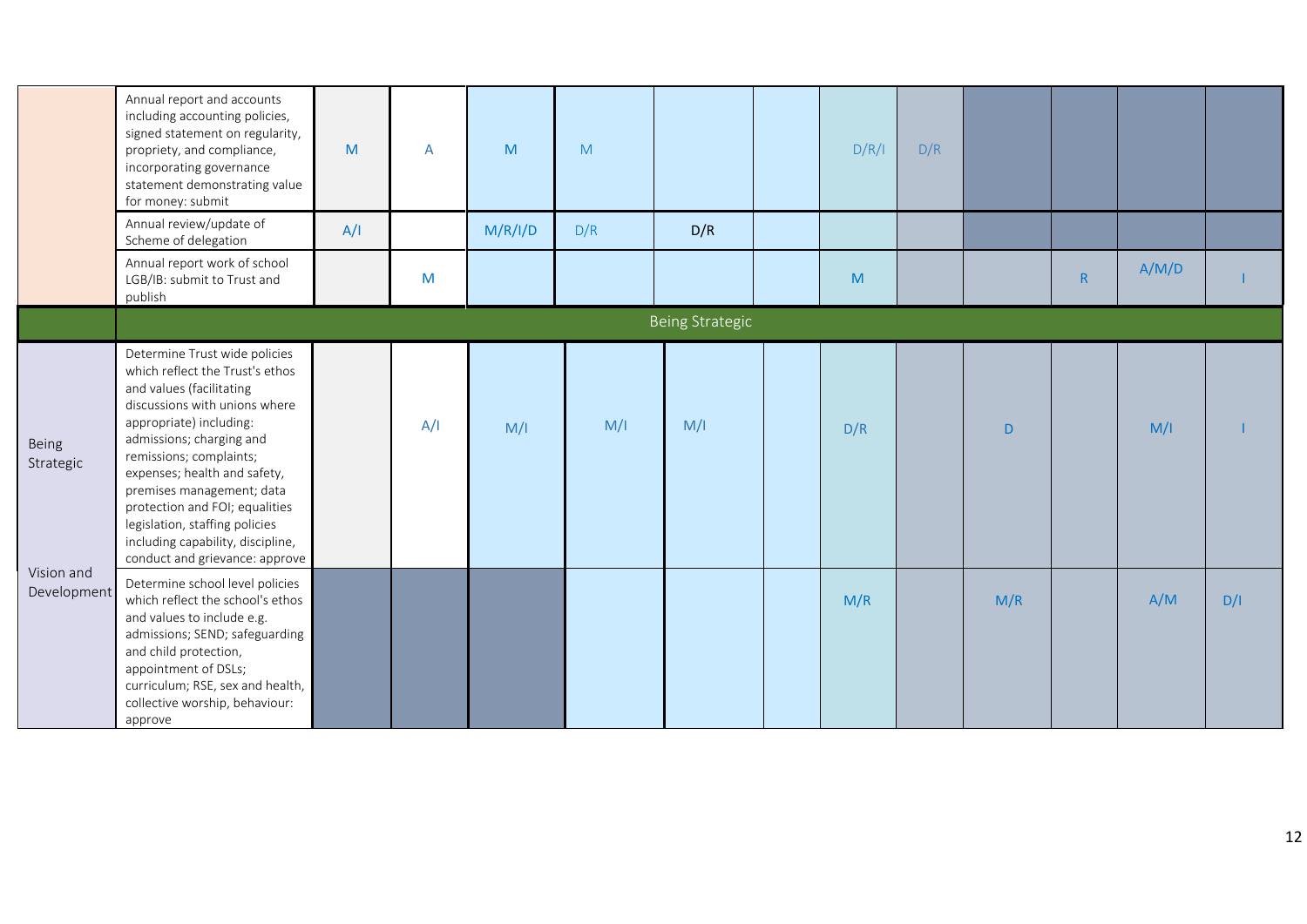| | | | | | | | | | | | | | |
|---|---|---|---|---|---|---|---|---|---|---|---|---|---|
| | Annual report and accounts including accounting policies, signed statement on regularity, propriety, and compliance, incorporating governance statement demonstrating value for money: submit | M | A | M | M | | | D/R/I | D/R | | | | |
| | Annual review/update of Scheme of delegation | A/I | | M/R/I/D | D/R | D/R | | | | | | | |
| | Annual report work of school LGB/IB: submit to Trust and publish | | M | | | | | M | | | R | A/M/D | I |
| | **Being Strategic** | | | | | | | | | | | | |
| Being Strategic | Determine Trust wide policies which reflect the Trust's ethos and values (facilitating discussions with unions where appropriate) including: admissions; charging and remissions; complaints; expenses; health and safety, premises management; data protection and FOI; equalities legislation, staffing policies including capability, discipline, conduct and grievance: approve | | A/I | M/I | M/I | M/I | | D/R | | D | | M/I | I |
| Vision and Development | Determine school level policies which reflect the school's ethos and values to include e.g. admissions; SEND; safeguarding and child protection, appointment of DSLs; curriculum; RSE, sex and health, collective worship, behaviour: approve | | | | | | | M/R | | M/R | | A/M | D/I |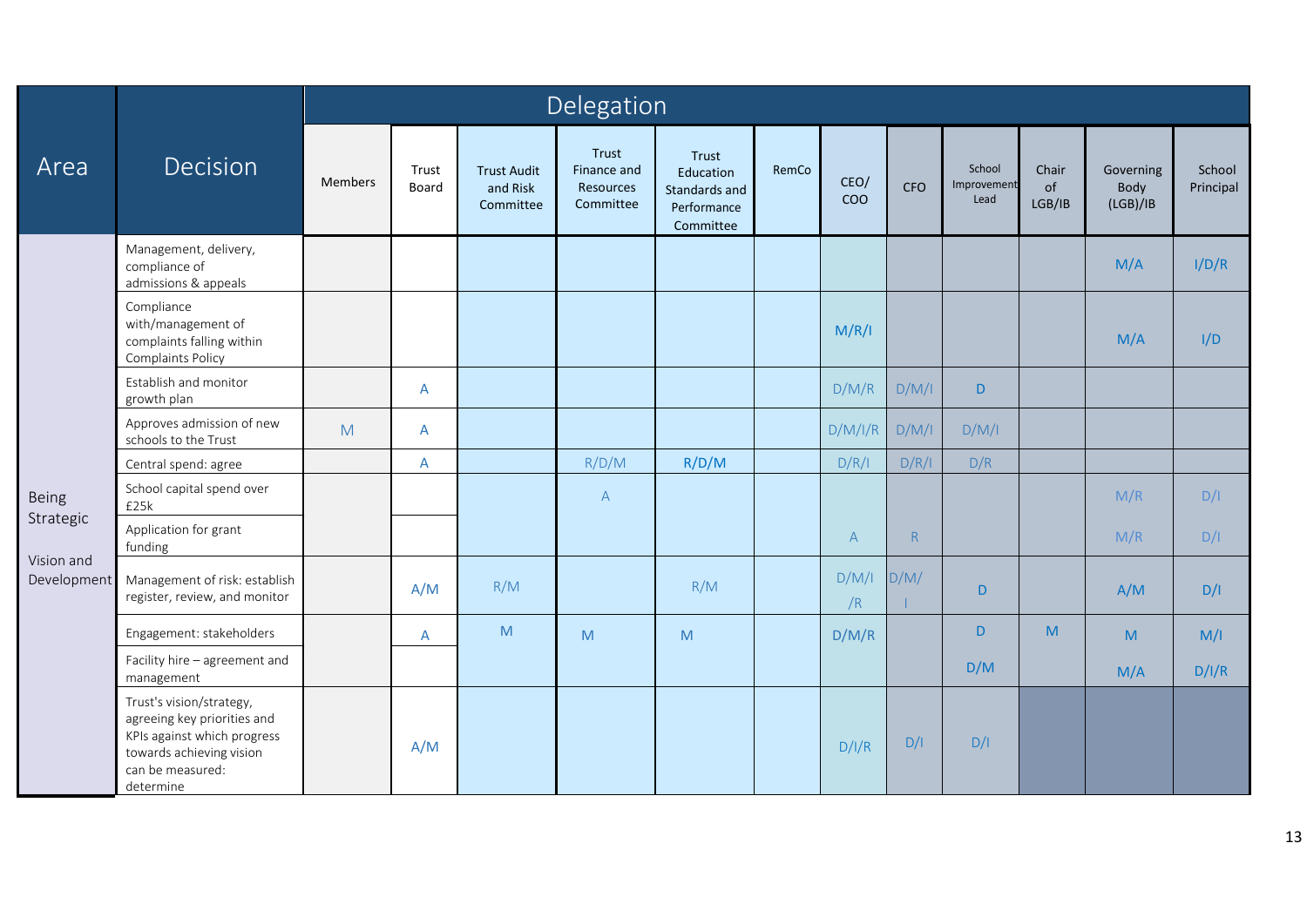| Area | Decision | Delegation | | | | | | | | | | | |
|---|---|---|---|---|---|---|---|---|---|---|---|---|---|
| | | Members | Trust Board | Trust Audit and Risk Committee | Trust Finance and Resources Committee | Trust Education Standards and Performance Committee | RemCo | CEO/ COO | CFO | School Improvement Lead | Chair of LGB/IB | Governing Body (LGB)/IB | School Principal |
| Being Strategic Vision and Development | Management, delivery, compliance of admissions & appeals | | | | | | | | | | | M/A | I/D/R |
| | Compliance with/management of complaints falling within Complaints Policy | | | | | | | M/R/I | | | | M/A | I/D |
| | Establish and monitor growth plan | | A | | | | | D/M/R | D/M/I | D | | | |
| | Approves admission of new schools to the Trust | M | A | | | | | D/M/I/R | D/M/I | D/M/I | | | |
| | Central spend: agree | | A | | R/D/M | R/D/M | | D/R/I | D/R/I | D/R | | | |
| | School capital spend over £25k | | | | A | | | | | | | M/R | D/I |
| | Application for grant funding | | | | | | | A | R | | | M/R | D/I |
| | Management of risk: establish register, review, and monitor | | A/M | R/M | | R/M | | D/M/I/R | D/M/I | D | | A/M | D/I |
| | Engagement: stakeholders | | A | M | M | M | | D/M/R | | D | M | M | M/I |
| | Facility hire – agreement and management | | | | | | | | | D/M | | M/A | D/I/R |
| | Trust's vision/strategy, agreeing key priorities and KPIs against which progress towards achieving vision can be measured: determine | | A/M | | | | | D/I/R | D/I | D/I | | | |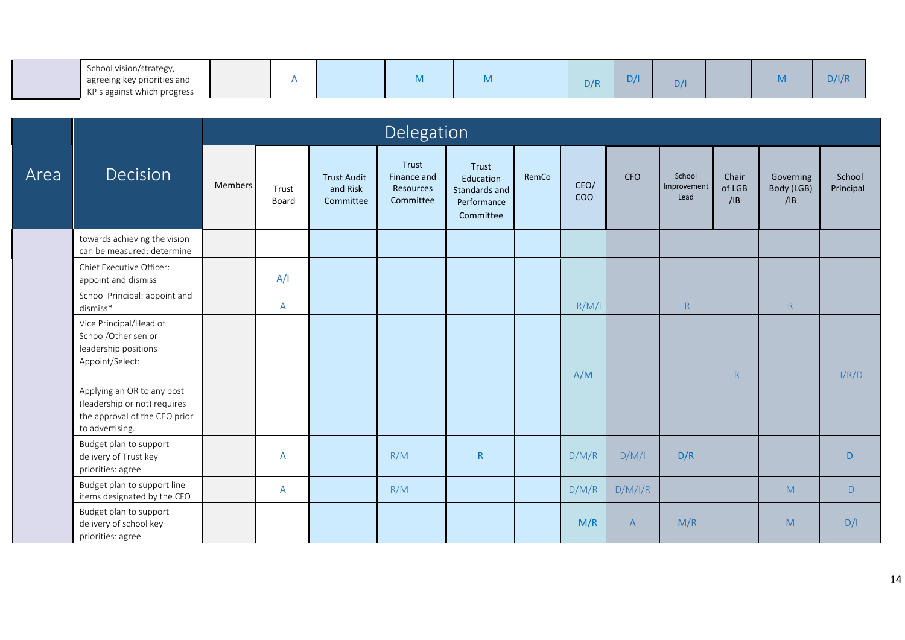| Area | Decision | Delegation | | | | | | | | | | | |
|---|---|---|---|---|---|---|---|---|---|---|---|---|---|
| | | Members | Trust Board | Trust Audit and Risk Committee | Trust Finance and Resources Committee | Trust Education Standards and Performance Committee | RemCo | CEO/ COO | CFO | School Improvement Lead | Chair of LGB /IB | Governing Body (LGB) /IB | School Principal |
| | School vision/strategy, agreeing key priorities and KPIs against which progress towards achieving the vision can be measured: determine | | A | | M | M | | D/R | D/I | D/I | | M | D/I/R |
| | Chief Executive Officer: appoint and dismiss | | A/I | | | | | | | | | | |
| | School Principal: appoint and dismiss* | | A | | | | | R/M/I | | R | | R | |
| | Vice Principal/Head of School/Other senior leadership positions – Appoint/Select:<br><br>Applying an OR to any post (leadership or not) requires the approval of the CEO prior to advertising. | | | | | | | A/M | | | R | | I/R/D |
| | Budget plan to support delivery of Trust key priorities: agree | | A | | R/M | R | | D/M/R | D/M/I | D/R | | | D |
| | Budget plan to support line items designated by the CFO | | A | | R/M | | | D/M/R | D/M/I/R | | | M | D |
| | Budget plan to support delivery of school key priorities: agree | | | | | | | M/R | A | M/R | | M | D/I |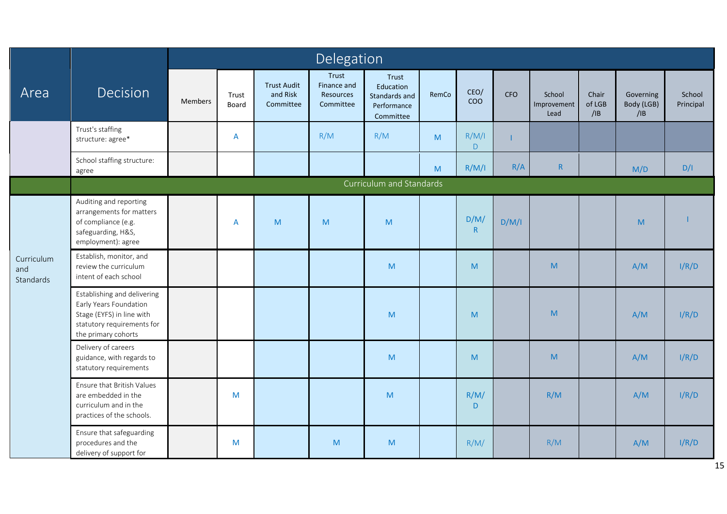| Area | Decision | Delegation | | | | | | | | | | | |
|---|---|---|---|---|---|---|---|---|---|---|---|---|---|
| | | Members | Trust Board | Trust Audit and Risk Committee | Trust Finance and Resources Committee | Trust Education Standards and Performance Committee | RemCo | CEO/ COO | CFO | School Improvement Lead | Chair of LGB /IB | Governing Body (LGB) /IB | School Principal |
| | Trust's staffing structure: agree* | | A | | R/M | R/M | M | R/M/I D | I | | | | |
| | School staffing structure: agree | | | | | | M | R/M/I | R/A | R | | M/D | D/I |
| | Curriculum and Standards | | | | | | | | | | | | |
| Curriculum and Standards | Auditing and reporting arrangements for matters of compliance (e.g. safeguarding, H&S, employment): agree | | A | M | M | M | | D/M/ R | D/M/I | | | M | I |
| | Establish, monitor, and review the curriculum intent of each school | | | | | M | | M | | M | | A/M | I/R/D |
| | Establishing and delivering Early Years Foundation Stage (EYFS) in line with statutory requirements for the primary cohorts | | | | | M | | M | | M | | A/M | I/R/D |
| | Delivery of careers guidance, with regards to statutory requirements | | | | | M | | M | | M | | A/M | I/R/D |
| | Ensure that British Values are embedded in the curriculum and in the practices of the schools. | | M | | | M | | R/M/ D | | R/M | | A/M | I/R/D |
| | Ensure that safeguarding procedures and the delivery of support for | | M | | M | M | | R/M/ | | R/M | | A/M | I/R/D |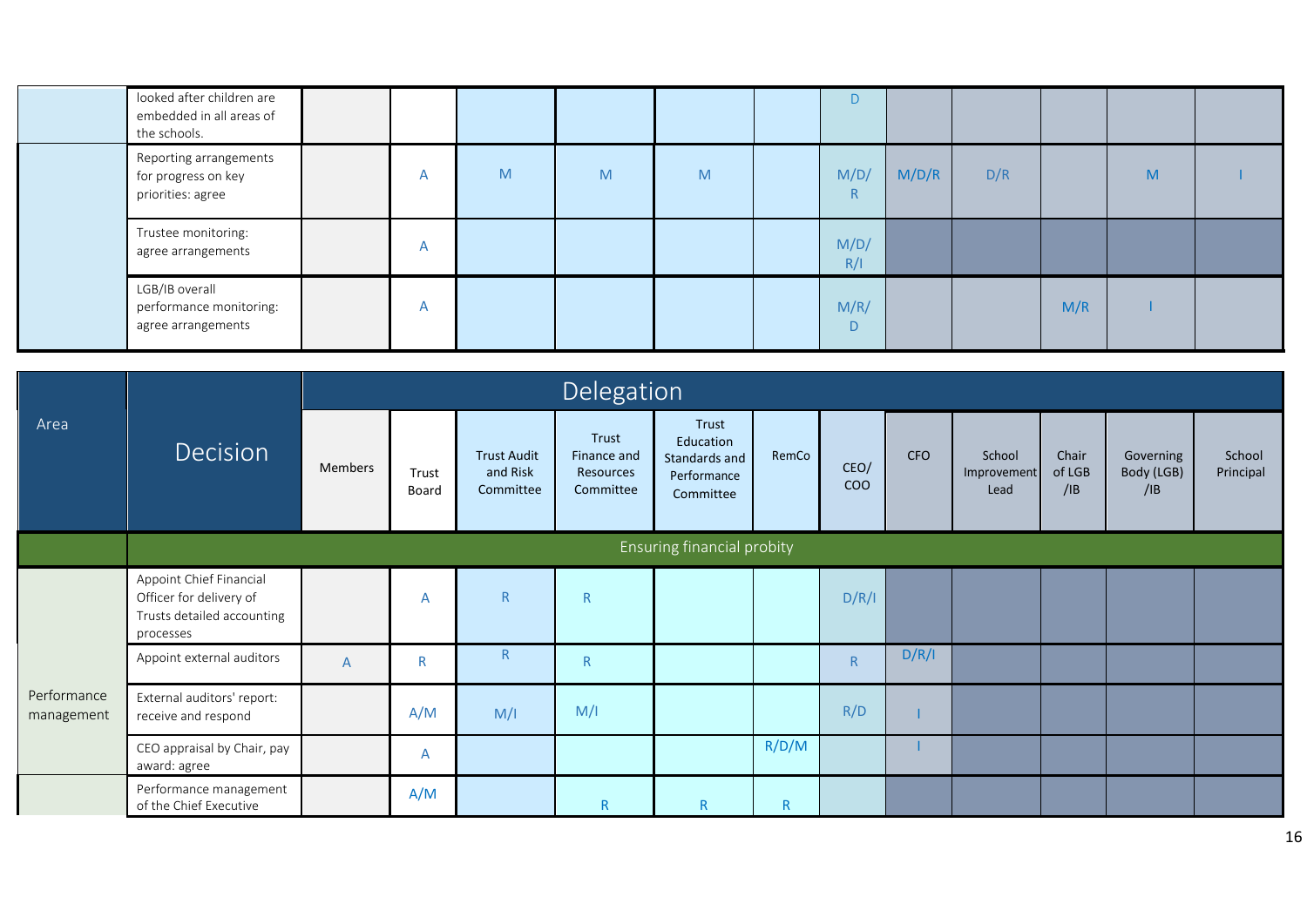| Area | Decision | Members | Trust Board | Trust Audit and Risk Committee | Trust Finance and Resources Committee | Trust Education Standards and Performance Committee | RemCo | CEO/ COO | CFO | School Improvement Lead | Chair of LGB /IB | Governing Body (LGB) /IB | School Principal |
|---|---|---|---|---|---|---|---|---|---|---|---|---|---|
| | | Delegation | | | | | | | | | | | |
| | looked after children are embedded in all areas of the schools. | | | | | | | D | | | | | |
| | Reporting arrangements for progress on key priorities: agree | | A | M | M | M | | M/D/R | M/D/R | D/R | | M | I |
| | Trustee monitoring: agree arrangements | | A | | | | | M/D/R/I | | | | | |
| | LGB/IB overall performance monitoring: agree arrangements | | A | | | | | M/R/D | | | M/R | I | |
| | Ensuring financial probity | | | | | | | | | | | | |
| Performance management | Appoint Chief Financial Officer for delivery of Trusts detailed accounting processes | | A | R | R | | | D/R/I | | | | | |
| | Appoint external auditors | A | R | R | R | | | R | D/R/I | | | | |
| | External auditors' report: receive and respond | | A/M | M/I | M/I | | | R/D | I | | | | |
| | CEO appraisal by Chair, pay award: agree | | A | | | | R/D/M | | I | | | | |
| | Performance management of the Chief Executive | | A/M | | R | R | R | | | | | | |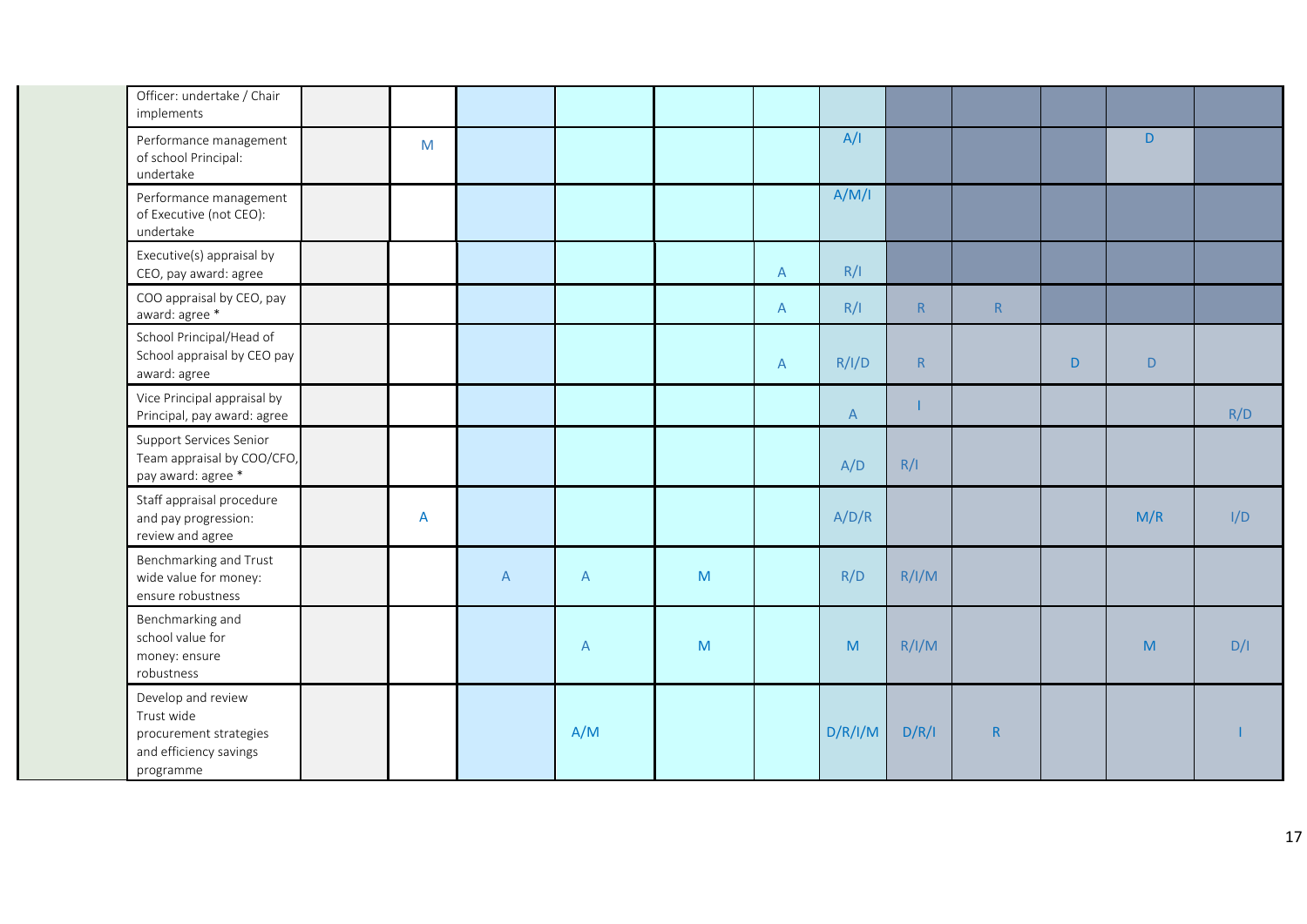| | | | | | | | | | | | | | |
|---|---|---|---|---|---|---|---|---|---|---|---|---|---|
| | Officer: undertake / Chair implements | | | | | | | | | | | | |
| | Performance management of school Principal: undertake | | M | | | | | A/I | | | | D | |
| | Performance management of Executive (not CEO): undertake | | | | | | | A/M/I | | | | | |
| | Executive(s) appraisal by CEO, pay award: agree | | | | | | A | R/I | | | | | |
| | COO appraisal by CEO, pay award: agree * | | | | | | A | R/I | R | R | | | |
| | School Principal/Head of School appraisal by CEO pay award: agree | | | | | | A | R/I/D | R | | D | D | |
| | Vice Principal appraisal by Principal, pay award: agree | | | | | | | A | I | | | | R/D |
| | Support Services Senior Team appraisal by COO/CFO, pay award: agree * | | | | | | | A/D | R/I | | | | |
| | Staff appraisal procedure and pay progression: review and agree | | A | | | | | A/D/R | | | | M/R | I/D |
| | Benchmarking and Trust wide value for money: ensure robustness | | | A | A | M | | R/D | R/I/M | | | | |
| | Benchmarking and school value for money: ensure robustness | | | | A | M | | M | R/I/M | | | M | D/I |
| | Develop and review Trust wide procurement strategies and efficiency savings programme | | | | A/M | | | D/R/I/M | D/R/I | R | | | I |